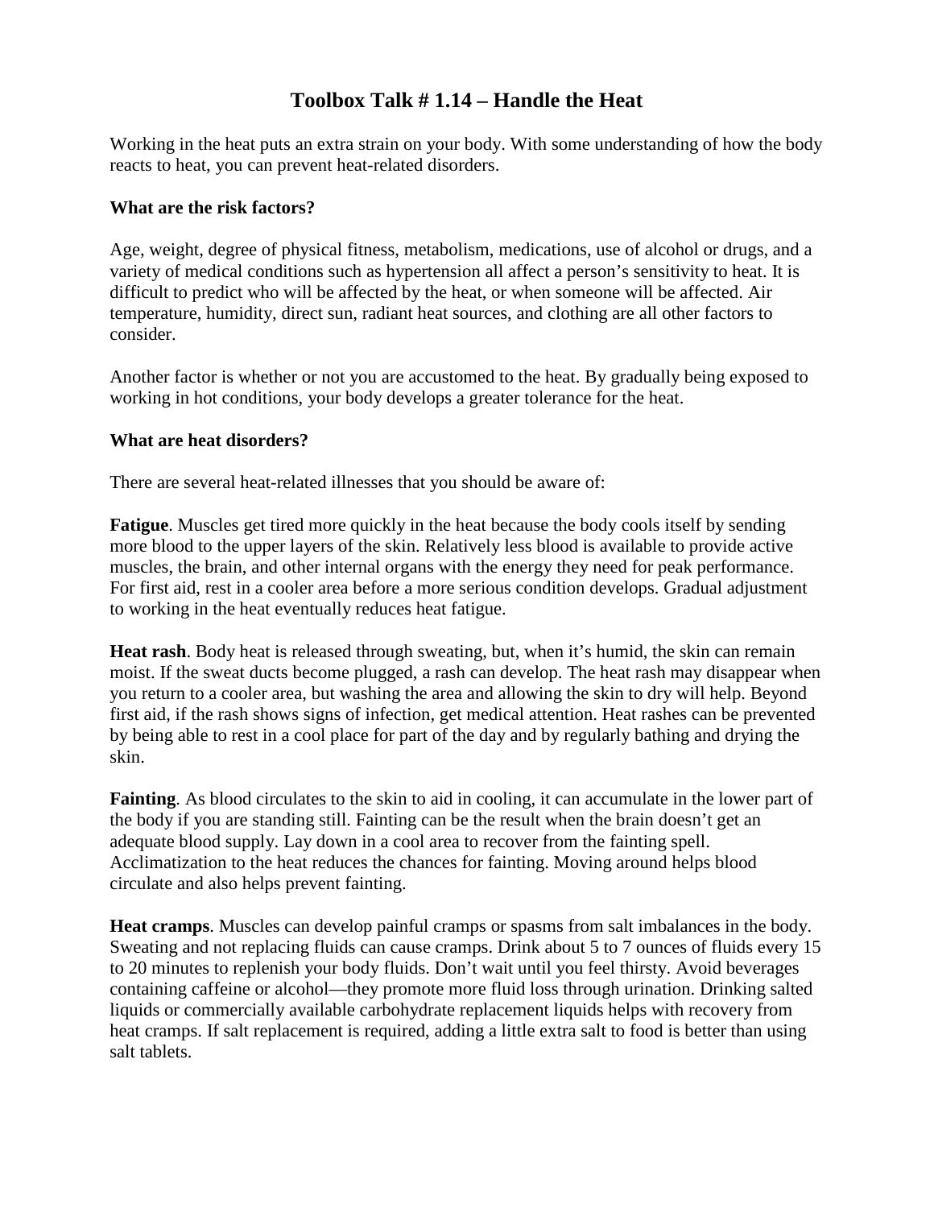# Toolbox Talk # 1.14 – Handle the Heat

Working in the heat puts an extra strain on your body. With some understanding of how the body reacts to heat, you can prevent heat-related disorders.

### What are the risk factors?

Age, weight, degree of physical fitness, metabolism, medications, use of alcohol or drugs, and a variety of medical conditions such as hypertension all affect a person's sensitivity to heat. It is difficult to predict who will be affected by the heat, or when someone will be affected. Air temperature, humidity, direct sun, radiant heat sources, and clothing are all other factors to consider.

Another factor is whether or not you are accustomed to the heat. By gradually being exposed to working in hot conditions, your body develops a greater tolerance for the heat.

### What are heat disorders?

There are several heat-related illnesses that you should be aware of:

**Fatigue**. Muscles get tired more quickly in the heat because the body cools itself by sending more blood to the upper layers of the skin. Relatively less blood is available to provide active muscles, the brain, and other internal organs with the energy they need for peak performance. For first aid, rest in a cooler area before a more serious condition develops. Gradual adjustment to working in the heat eventually reduces heat fatigue.

**Heat rash**. Body heat is released through sweating, but, when it's humid, the skin can remain moist. If the sweat ducts become plugged, a rash can develop. The heat rash may disappear when you return to a cooler area, but washing the area and allowing the skin to dry will help. Beyond first aid, if the rash shows signs of infection, get medical attention. Heat rashes can be prevented by being able to rest in a cool place for part of the day and by regularly bathing and drying the skin.

**Fainting**. As blood circulates to the skin to aid in cooling, it can accumulate in the lower part of the body if you are standing still. Fainting can be the result when the brain doesn't get an adequate blood supply. Lay down in a cool area to recover from the fainting spell. Acclimatization to the heat reduces the chances for fainting. Moving around helps blood circulate and also helps prevent fainting.

**Heat cramps**. Muscles can develop painful cramps or spasms from salt imbalances in the body. Sweating and not replacing fluids can cause cramps. Drink about 5 to 7 ounces of fluids every 15 to 20 minutes to replenish your body fluids. Don't wait until you feel thirsty. Avoid beverages containing caffeine or alcohol—they promote more fluid loss through urination. Drinking salted liquids or commercially available carbohydrate replacement liquids helps with recovery from heat cramps. If salt replacement is required, adding a little extra salt to food is better than using salt tablets.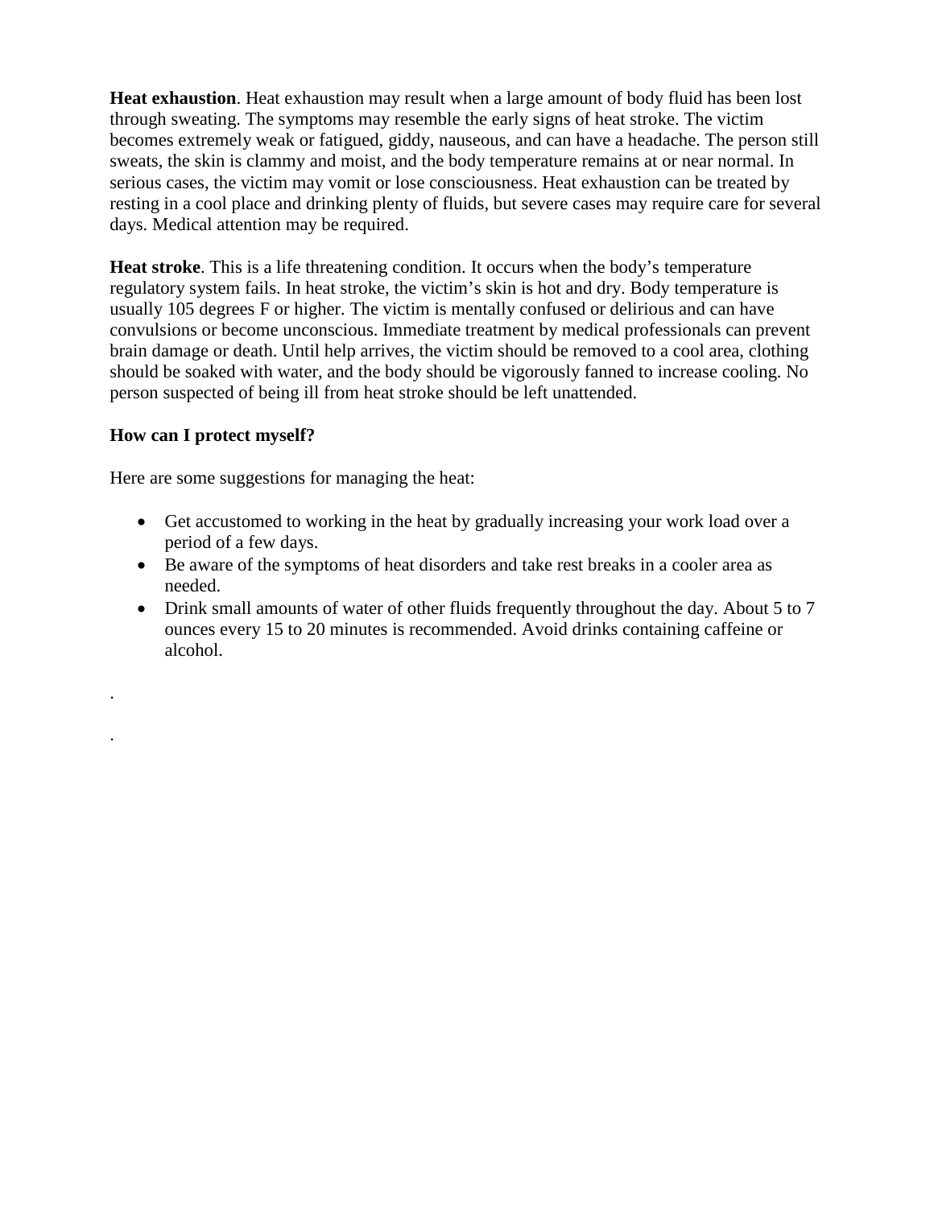**Heat exhaustion**. Heat exhaustion may result when a large amount of body fluid has been lost through sweating. The symptoms may resemble the early signs of heat stroke. The victim becomes extremely weak or fatigued, giddy, nauseous, and can have a headache. The person still sweats, the skin is clammy and moist, and the body temperature remains at or near normal. In serious cases, the victim may vomit or lose consciousness. Heat exhaustion can be treated by resting in a cool place and drinking plenty of fluids, but severe cases may require care for several days. Medical attention may be required.

**Heat stroke**. This is a life threatening condition. It occurs when the body's temperature regulatory system fails. In heat stroke, the victim's skin is hot and dry. Body temperature is usually 105 degrees F or higher. The victim is mentally confused or delirious and can have convulsions or become unconscious. Immediate treatment by medical professionals can prevent brain damage or death. Until help arrives, the victim should be removed to a cool area, clothing should be soaked with water, and the body should be vigorously fanned to increase cooling. No person suspected of being ill from heat stroke should be left unattended.

**How can I protect myself?**

Here are some suggestions for managing the heat:

- Get accustomed to working in the heat by gradually increasing your work load over a period of a few days.
- Be aware of the symptoms of heat disorders and take rest breaks in a cooler area as needed.
- Drink small amounts of water of other fluids frequently throughout the day. About 5 to 7 ounces every 15 to 20 minutes is recommended. Avoid drinks containing caffeine or alcohol.

.

.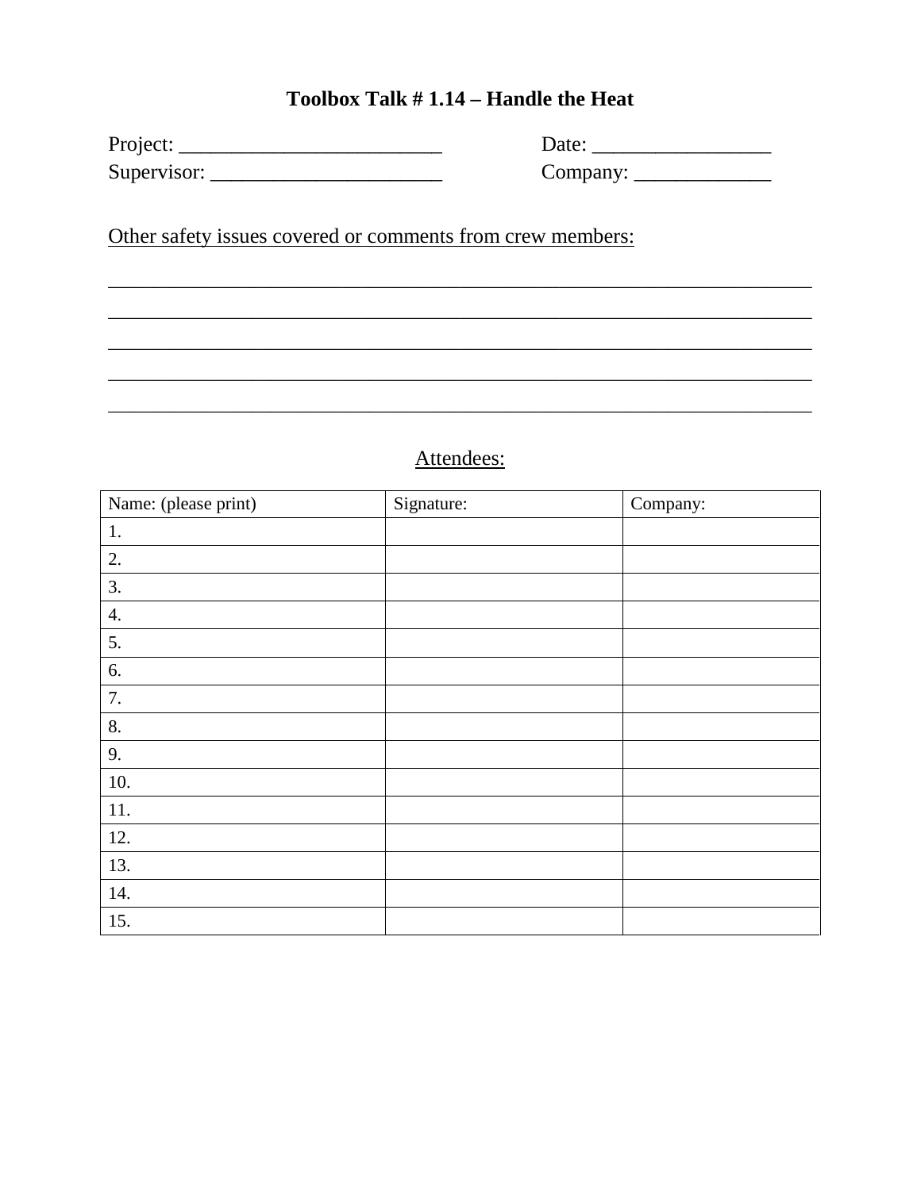# Toolbox Talk # 1.14 – Handle the Heat

Project: _________________________ Date: _________________

Supervisor: ______________________ Company: _____________

Other safety issues covered or comments from crew members:

___________________________________________________________________________
___________________________________________________________________________
___________________________________________________________________________
___________________________________________________________________________
___________________________________________________________________________

Attendees:

| Name: (please print) | Signature: | Company: |
|---|---|---|
| 1. | | |
| 2. | | |
| 3. | | |
| 4. | | |
| 5. | | |
| 6. | | |
| 7. | | |
| 8. | | |
| 9. | | |
| 10. | | |
| 11. | | |
| 12. | | |
| 13. | | |
| 14. | | |
| 15. | | |